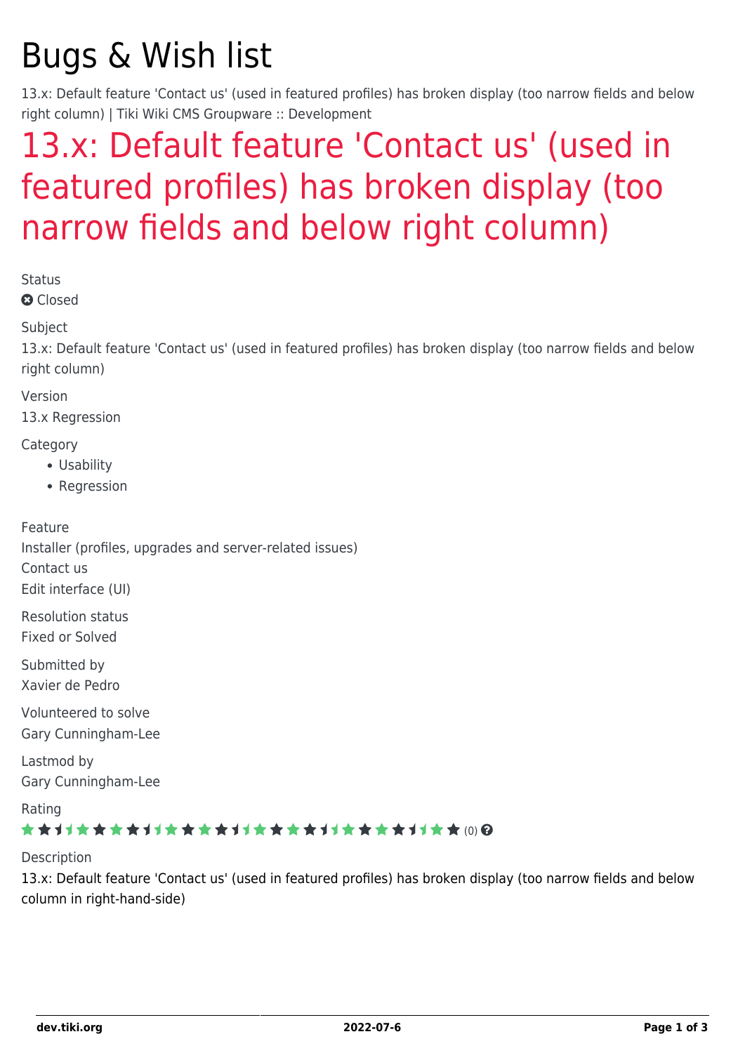# Bugs & Wish list

13.x: Default feature 'Contact us' (used in featured profiles) has broken display (too narrow fields and below right column) | Tiki Wiki CMS Groupware :: Development

## 13.x: Default feature 'Contact us' (used in featured profiles) has broken display (too narrow fields and below right column)

Status

Closed

Subject

13.x: Default feature 'Contact us' (used in featured profiles) has broken display (too narrow fields and below right column)

Version

13.x Regression

Category

- Usability
- Regression

Feature

Installer (profiles, upgrades and server-related issues)
Contact us
Edit interface (UI)

Resolution status

Fixed or Solved

Submitted by

Xavier de Pedro

Volunteered to solve

Gary Cunningham-Lee

Lastmod by

Gary Cunningham-Lee

Rating

(0)

Description

13.x: Default feature 'Contact us' (used in featured profiles) has broken display (too narrow fields and below column in right-hand-side)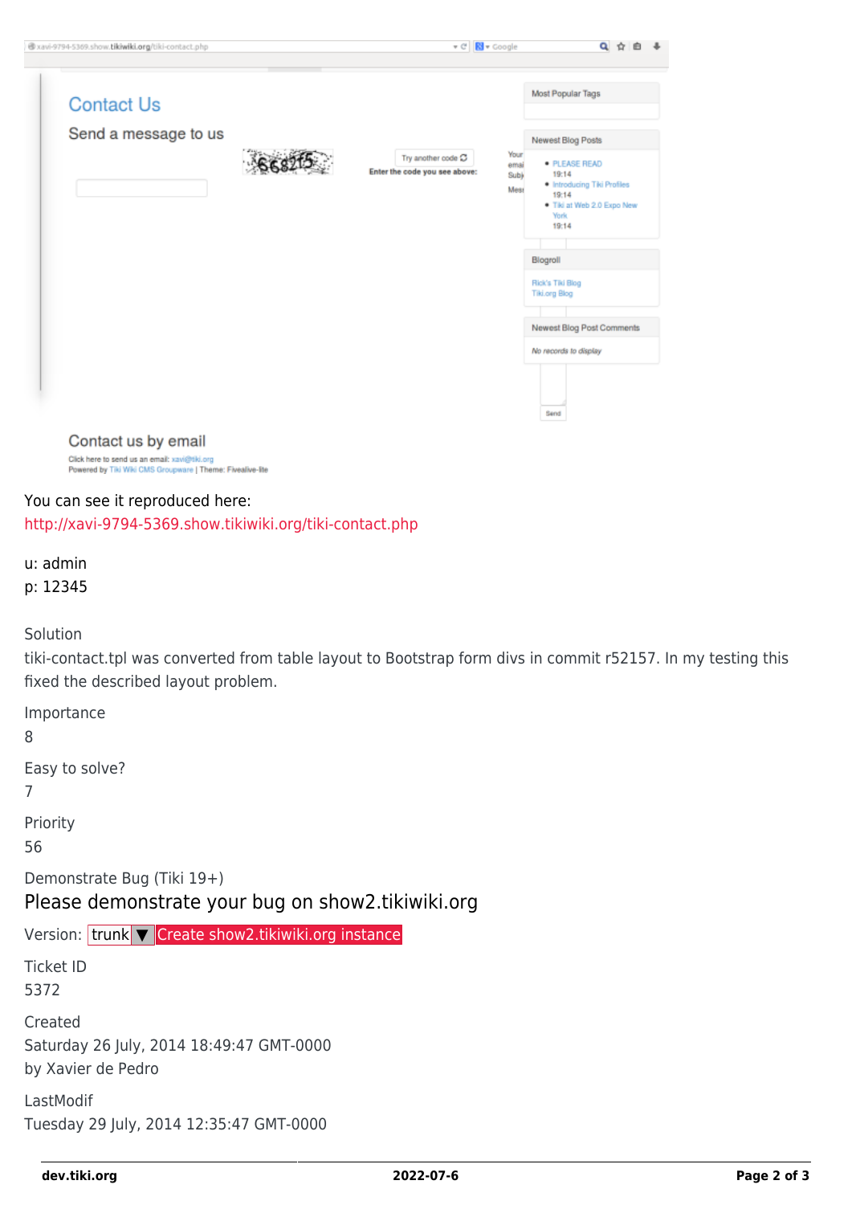You can see it reproduced here:
http://xavi-9794-5369.show.tikiwiki.org/tiki-contact.php

u: admin
p: 12345

Solution

tiki-contact.tpl was converted from table layout to Bootstrap form divs in commit r52157. In my testing this fixed the described layout problem.

Importance

8

Easy to solve?

7

Priority

56

Demonstrate Bug (Tiki 19+)

## Please demonstrate your bug on show2.tikiwiki.org

Version: trunk ▼ Create show2.tikiwiki.org instance

Ticket ID

5372

Created

Saturday 26 July, 2014 18:49:47 GMT-0000
by Xavier de Pedro

LastModif

Tuesday 29 July, 2014 12:35:47 GMT-0000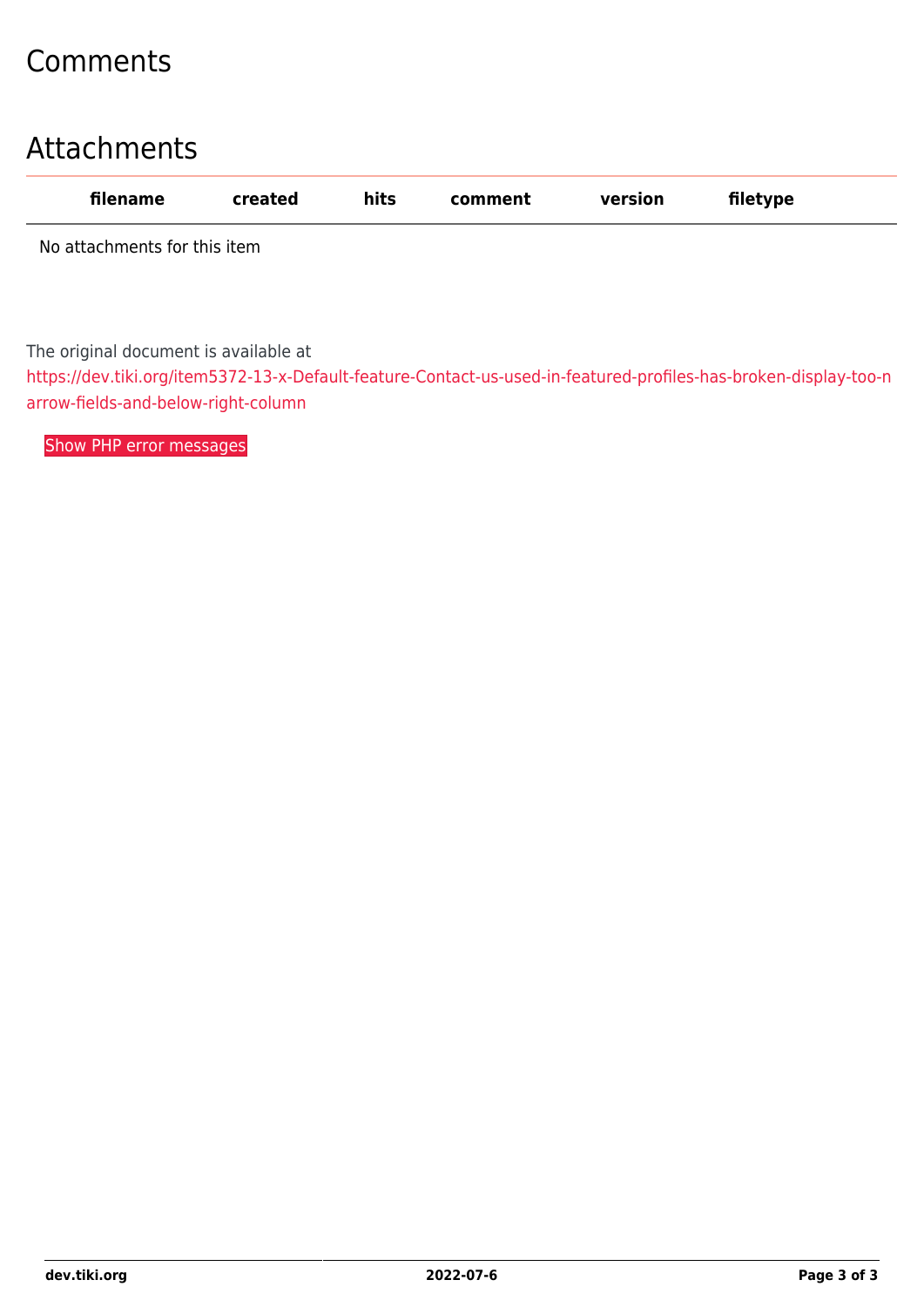# Comments

# Attachments

| filename | created | hits | comment | version | filetype |
|---|---|---|---|---|---|
| No attachments for this item | | | | | |

The original document is available at https://dev.tiki.org/item5372-13-x-Default-feature-Contact-us-used-in-featured-profiles-has-broken-display-too-narrow-fields-and-below-right-column

Show PHP error messages